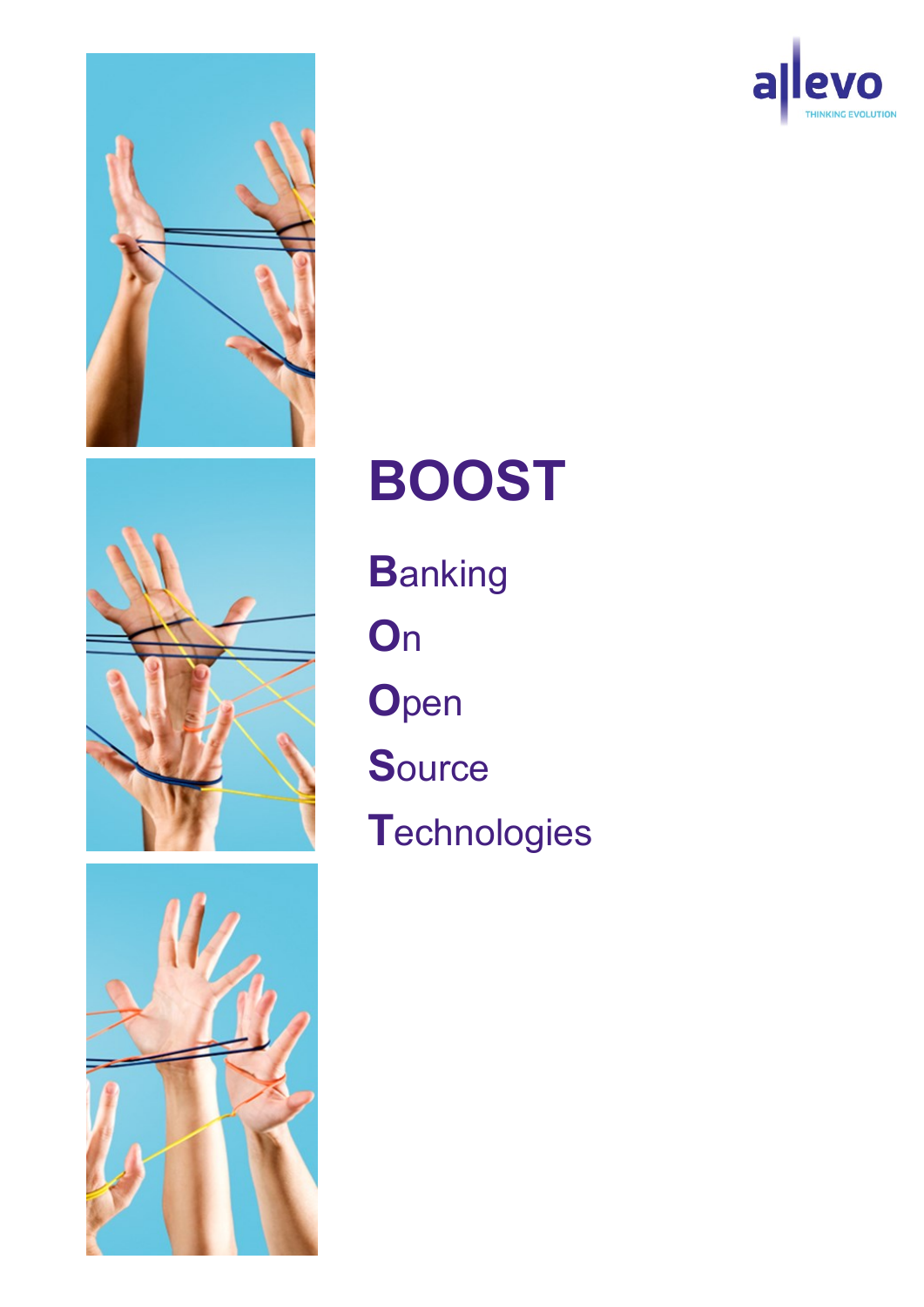allevo

THINKING EVOLUTION

# BOOST

**B**anking

**O**n

**O**pen

**S**ource

**T**echnologies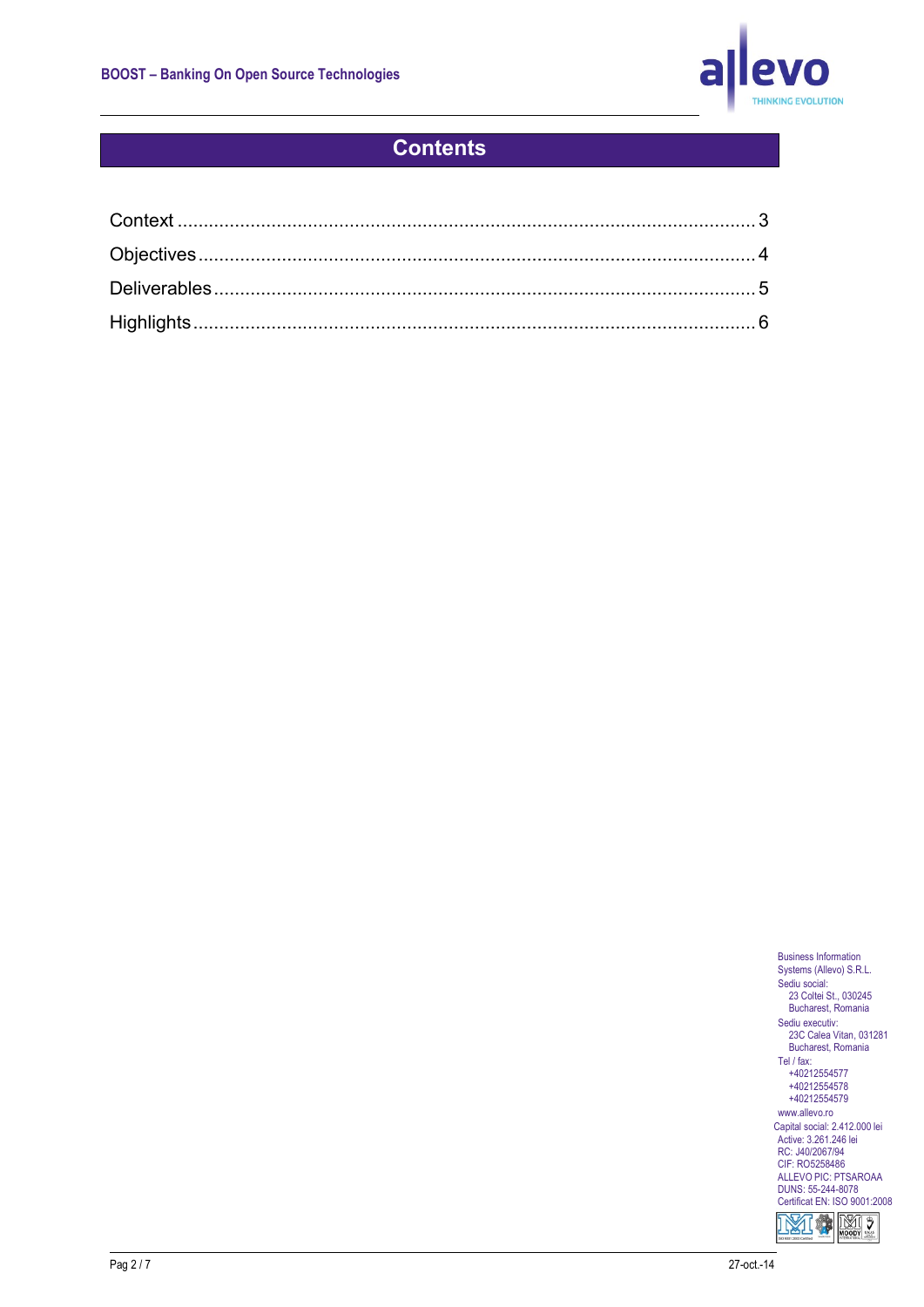# Contents

Context .......... 3
Objectives .......... 4
Deliverables .......... 5
Highlights .......... 6

Business Information Systems (Allevo) S.R.L.
Sediu social:
23 Coltei St., 030245
Bucharest, Romania
Sediu executiv:
23C Calea Vitan, 031281
Bucharest, Romania
Tel / fax:
+40212554577
+40212554578
+40212554579
www.allevo.ro
Capital social: 2.412.000 lei
Active: 3.261.246 lei
RC: J40/2067/94
CIF: RO5258486
ALLEVO PIC: PTSAROAA
DUNS: 55-244-8078
Certificat EN: ISO 9001:2008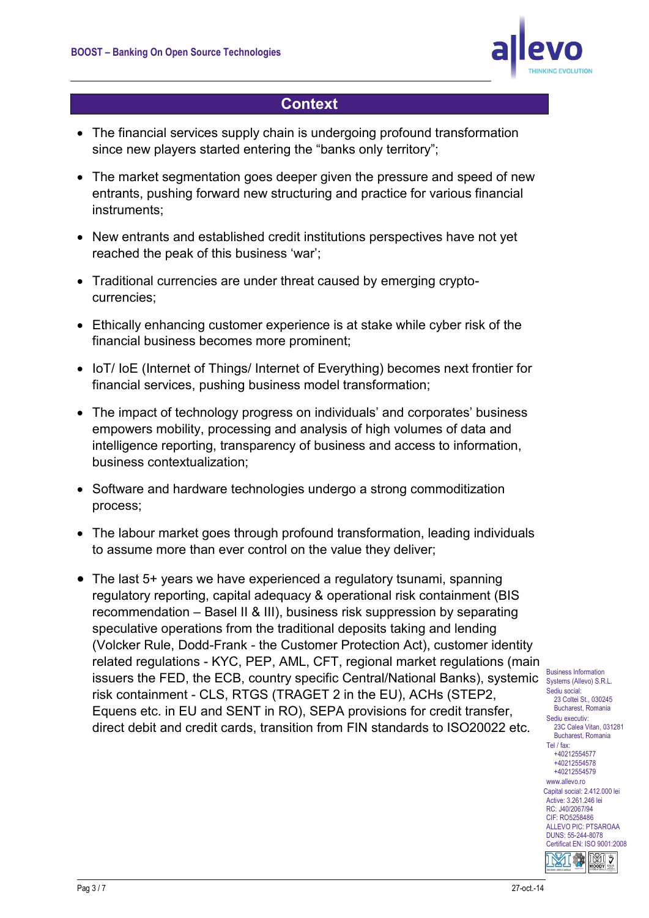## Context

- The financial services supply chain is undergoing profound transformation since new players started entering the "banks only territory";
- The market segmentation goes deeper given the pressure and speed of new entrants, pushing forward new structuring and practice for various financial instruments;
- New entrants and established credit institutions perspectives have not yet reached the peak of this business 'war';
- Traditional currencies are under threat caused by emerging crypto-currencies;
- Ethically enhancing customer experience is at stake while cyber risk of the financial business becomes more prominent;
- IoT/ IoE (Internet of Things/ Internet of Everything) becomes next frontier for financial services, pushing business model transformation;
- The impact of technology progress on individuals' and corporates' business empowers mobility, processing and analysis of high volumes of data and intelligence reporting, transparency of business and access to information, business contextualization;
- Software and hardware technologies undergo a strong commoditization process;
- The labour market goes through profound transformation, leading individuals to assume more than ever control on the value they deliver;
- The last 5+ years we have experienced a regulatory tsunami, spanning regulatory reporting, capital adequacy & operational risk containment (BIS recommendation – Basel II & III), business risk suppression by separating speculative operations from the traditional deposits taking and lending (Volcker Rule, Dodd-Frank - the Customer Protection Act), customer identity related regulations - KYC, PEP, AML, CFT, regional market regulations (main issuers the FED, the ECB, country specific Central/National Banks), systemic risk containment - CLS, RTGS (TRAGET 2 in the EU), ACHs (STEP2, Equens etc. in EU and SENT in RO), SEPA provisions for credit transfer, direct debit and credit cards, transition from FIN standards to ISO20022 etc.

Business Information Systems (Allevo) S.R.L.
Sediu social:
23 Coltei St., 030245
Bucharest, Romania
Sediu executiv:
23C Calea Vitan, 031281
Bucharest, Romania
Tel / fax:
+40212554577
+40212554578
+40212554579
www.allevo.ro
Capital social: 2.412.000 lei
Active: 3.261.246 lei
RC: J40/2067/94
CIF: RO5258486
ALLEVO PIC: PTSAROAA
DUNS: 55-244-8078
Certificat EN: ISO 9001:2008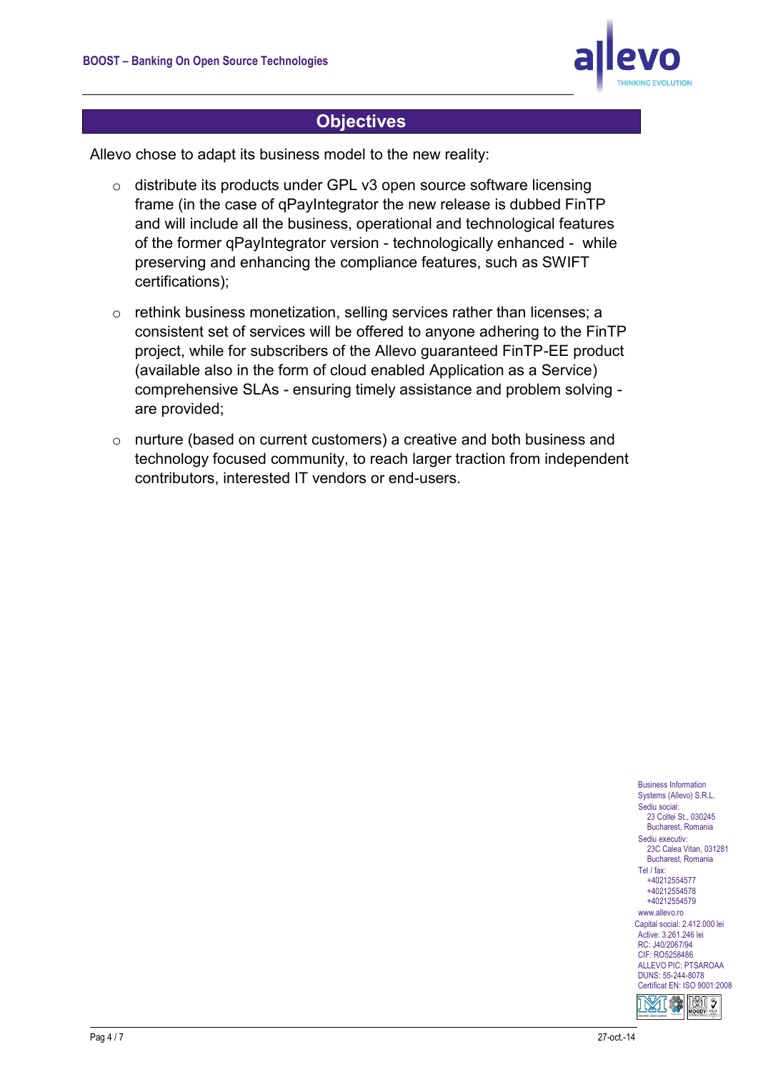## Objectives

Allevo chose to adapt its business model to the new reality:

- distribute its products under GPL v3 open source software licensing frame (in the case of qPayIntegrator the new release is dubbed FinTP and will include all the business, operational and technological features of the former qPayIntegrator version - technologically enhanced - while preserving and enhancing the compliance features, such as SWIFT certifications);
- rethink business monetization, selling services rather than licenses; a consistent set of services will be offered to anyone adhering to the FinTP project, while for subscribers of the Allevo guaranteed FinTP-EE product (available also in the form of cloud enabled Application as a Service) comprehensive SLAs - ensuring timely assistance and problem solving - are provided;
- nurture (based on current customers) a creative and both business and technology focused community, to reach larger traction from independent contributors, interested IT vendors or end-users.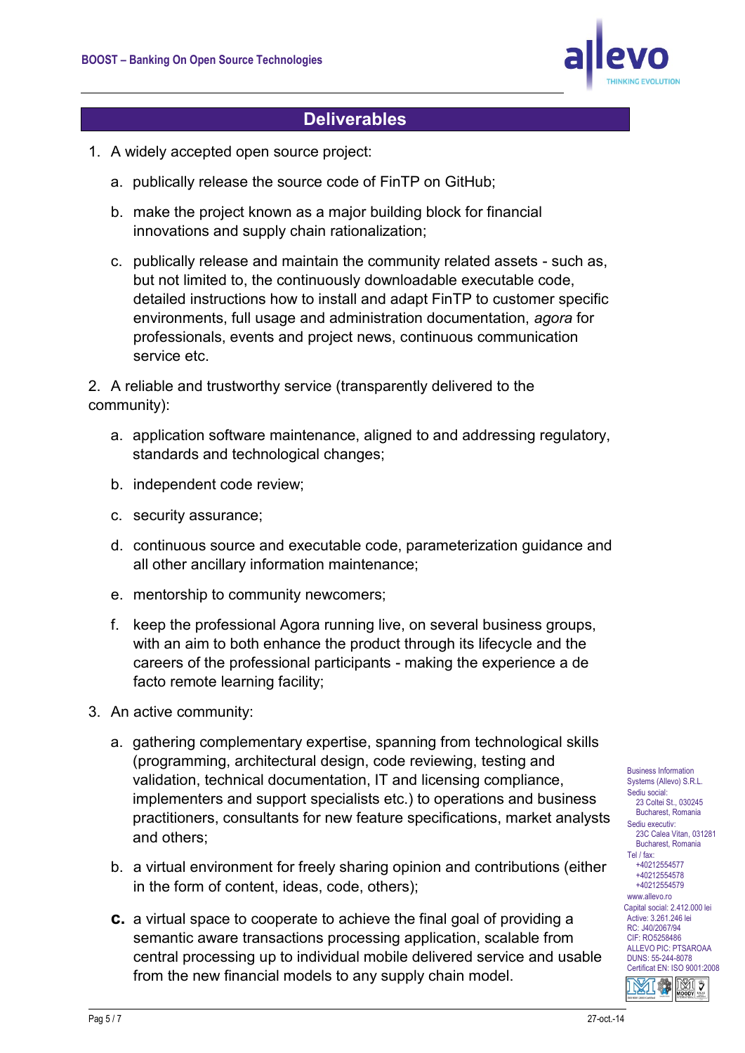## Deliverables

1. A widely accepted open source project:

   a. publically release the source code of FinTP on GitHub;

   b. make the project known as a major building block for financial innovations and supply chain rationalization;

   c. publically release and maintain the community related assets - such as, but not limited to, the continuously downloadable executable code, detailed instructions how to install and adapt FinTP to customer specific environments, full usage and administration documentation, *agora* for professionals, events and project news, continuous communication service etc.

2. A reliable and trustworthy service (transparently delivered to the community):

   a. application software maintenance, aligned to and addressing regulatory, standards and technological changes;

   b. independent code review;

   c. security assurance;

   d. continuous source and executable code, parameterization guidance and all other ancillary information maintenance;

   e. mentorship to community newcomers;

   f. keep the professional Agora running live, on several business groups, with an aim to both enhance the product through its lifecycle and the careers of the professional participants - making the experience a de facto remote learning facility;

3. An active community:

   a. gathering complementary expertise, spanning from technological skills (programming, architectural design, code reviewing, testing and validation, technical documentation, IT and licensing compliance, implementers and support specialists etc.) to operations and business practitioners, consultants for new feature specifications, market analysts and others;

   b. a virtual environment for freely sharing opinion and contributions (either in the form of content, ideas, code, others);

   c. a virtual space to cooperate to achieve the final goal of providing a semantic aware transactions processing application, scalable from central processing up to individual mobile delivered service and usable from the new financial models to any supply chain model.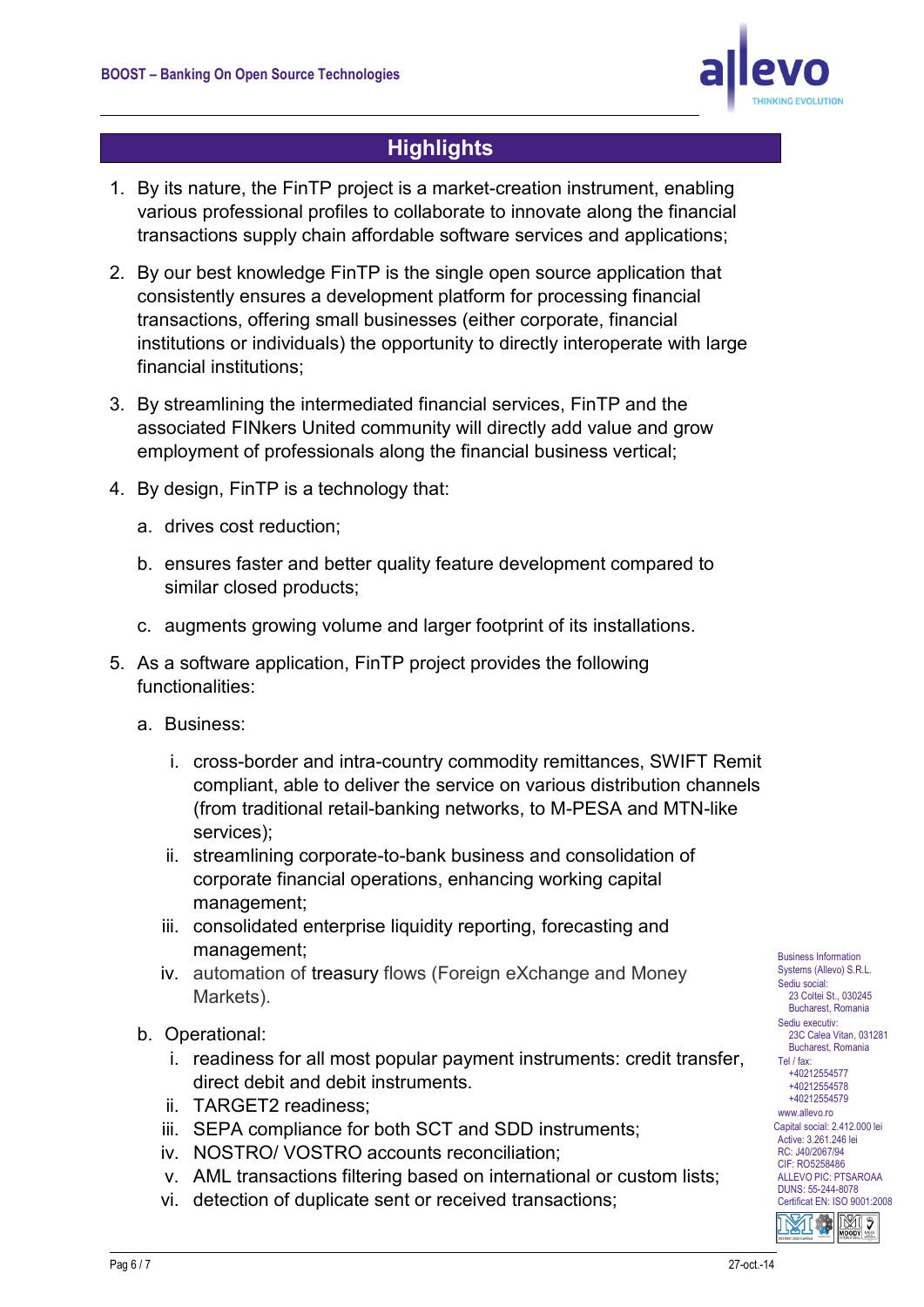## Highlights

1. By its nature, the FinTP project is a market-creation instrument, enabling various professional profiles to collaborate to innovate along the financial transactions supply chain affordable software services and applications;

2. By our best knowledge FinTP is the single open source application that consistently ensures a development platform for processing financial transactions, offering small businesses (either corporate, financial institutions or individuals) the opportunity to directly interoperate with large financial institutions;

3. By streamlining the intermediated financial services, FinTP and the associated FINkers United community will directly add value and grow employment of professionals along the financial business vertical;

4. By design, FinTP is a technology that:

    a. drives cost reduction;

    b. ensures faster and better quality feature development compared to similar closed products;

    c. augments growing volume and larger footprint of its installations.

5. As a software application, FinTP project provides the following functionalities:

    a. Business:

        i. cross-border and intra-country commodity remittances, SWIFT Remit compliant, able to deliver the service on various distribution channels (from traditional retail-banking networks, to M-PESA and MTN-like services);
        ii. streamlining corporate-to-bank business and consolidation of corporate financial operations, enhancing working capital management;
        iii. consolidated enterprise liquidity reporting, forecasting and management;
        iv. automation of treasury flows (Foreign eXchange and Money Markets).

    b. Operational:

        i. readiness for all most popular payment instruments: credit transfer, direct debit and debit instruments.
        ii. TARGET2 readiness;
        iii. SEPA compliance for both SCT and SDD instruments;
        iv. NOSTRO/ VOSTRO accounts reconciliation;
        v. AML transactions filtering based on international or custom lists;
        vi. detection of duplicate sent or received transactions;

Business Information Systems (Allevo) S.R.L.
Sediu social:
23 Coltei St., 030245
Bucharest, Romania
Sediu executiv:
23C Calea Vitan, 031281
Bucharest, Romania
Tel / fax:
+40212554577
+40212554578
+40212554579
www.allevo.ro
Capital social: 2.412.000 lei
Active: 3.261.246 lei
RC: J40/2067/94
CIF: RO5258486
ALLEVO PIC: PTSAROAA
DUNS: 55-244-8078
Certificat EN: ISO 9001:2008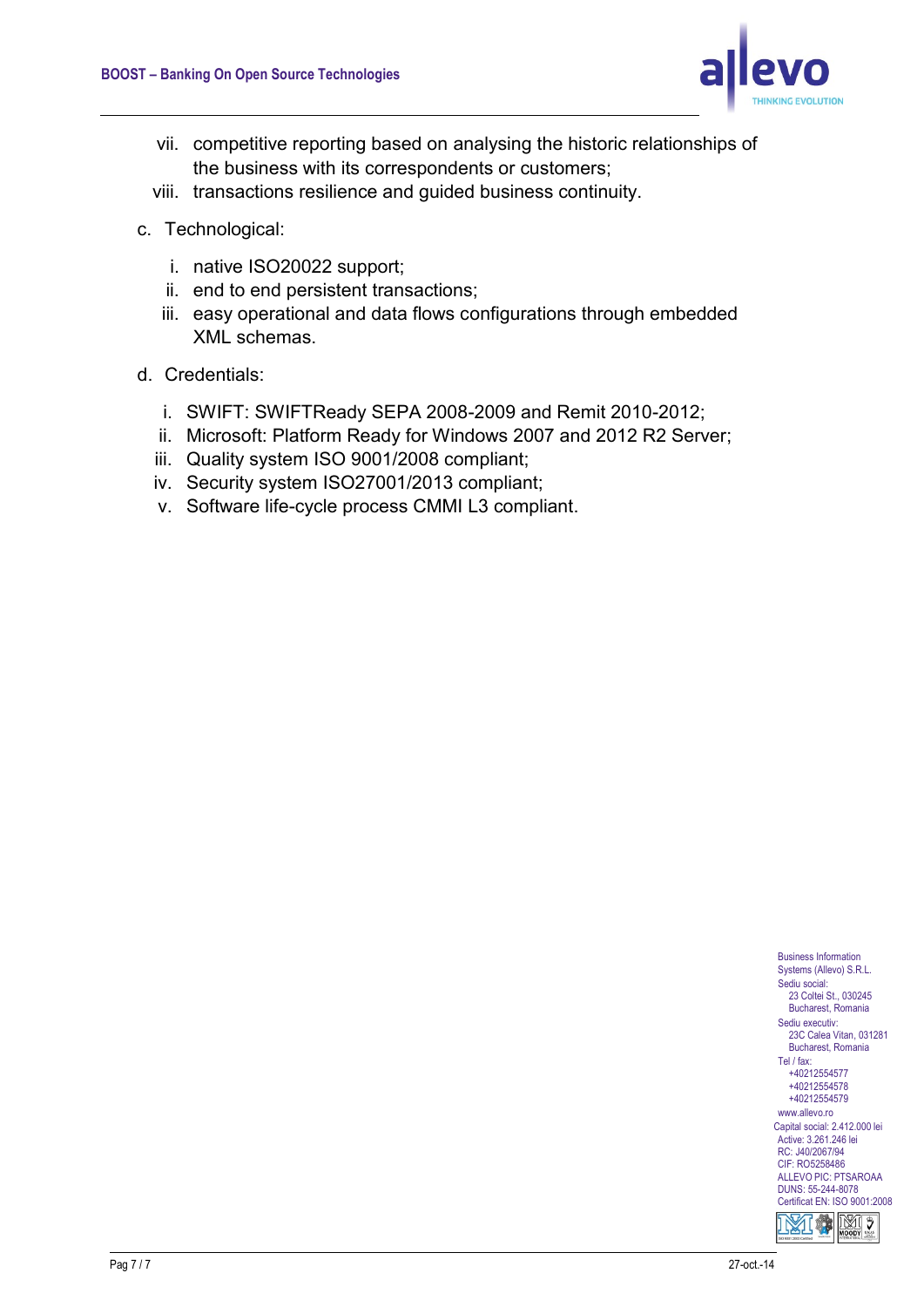- vii. competitive reporting based on analysing the historic relationships of the business with its correspondents or customers;
- viii. transactions resilience and guided business continuity.

c. Technological:

- i. native ISO20022 support;
- ii. end to end persistent transactions;
- iii. easy operational and data flows configurations through embedded XML schemas.

d. Credentials:

- i. SWIFT: SWIFTReady SEPA 2008-2009 and Remit 2010-2012;
- ii. Microsoft: Platform Ready for Windows 2007 and 2012 R2 Server;
- iii. Quality system ISO 9001/2008 compliant;
- iv. Security system ISO27001/2013 compliant;
- v. Software life-cycle process CMMI L3 compliant.